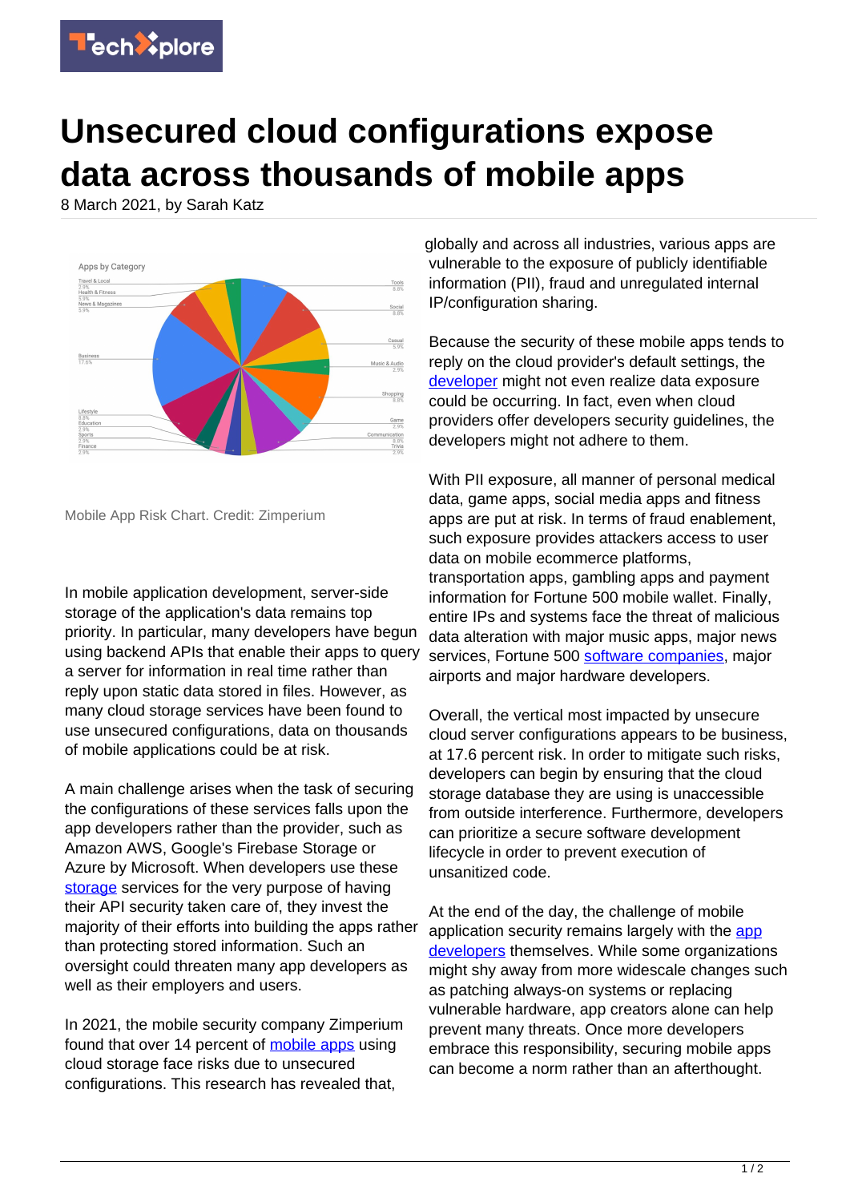# Unsecured cloud configurations expose data across thousands of mobile apps

8 March 2021, by Sarah Katz

Mobile App Risk Chart. Credit: Zimperium

In mobile application development, server-side storage of the application's data remains top priority. In particular, many developers have begun using backend APIs that enable their apps to query a server for information in real time rather than reply upon static data stored in files. However, as many cloud storage services have been found to use unsecured configurations, data on thousands of mobile applications could be at risk.

A main challenge arises when the task of securing the configurations of these services falls upon the app developers rather than the provider, such as Amazon AWS, Google's Firebase Storage or Azure by Microsoft. When developers use these storage services for the very purpose of having their API security taken care of, they invest the majority of their efforts into building the apps rather than protecting stored information. Such an oversight could threaten many app developers as well as their employers and users.

In 2021, the mobile security company Zimperium found that over 14 percent of mobile apps using cloud storage face risks due to unsecured configurations. This research has revealed that, globally and across all industries, various apps are vulnerable to the exposure of publicly identifiable information (PII), fraud and unregulated internal IP/configuration sharing.

Because the security of these mobile apps tends to reply on the cloud provider's default settings, the developer might not even realize data exposure could be occurring. In fact, even when cloud providers offer developers security guidelines, the developers might not adhere to them.

With PII exposure, all manner of personal medical data, game apps, social media apps and fitness apps are put at risk. In terms of fraud enablement, such exposure provides attackers access to user data on mobile ecommerce platforms, transportation apps, gambling apps and payment information for Fortune 500 mobile wallet. Finally, entire IPs and systems face the threat of malicious data alteration with major music apps, major news services, Fortune 500 software companies, major airports and major hardware developers.

Overall, the vertical most impacted by unsecure cloud server configurations appears to be business, at 17.6 percent risk. In order to mitigate such risks, developers can begin by ensuring that the cloud storage database they are using is unaccessible from outside interference. Furthermore, developers can prioritize a secure software development lifecycle in order to prevent execution of unsanitized code.

At the end of the day, the challenge of mobile application security remains largely with the app developers themselves. While some organizations might shy away from more widescale changes such as patching always-on systems or replacing vulnerable hardware, app creators alone can help prevent many threats. Once more developers embrace this responsibility, securing mobile apps can become a norm rather than an afterthought.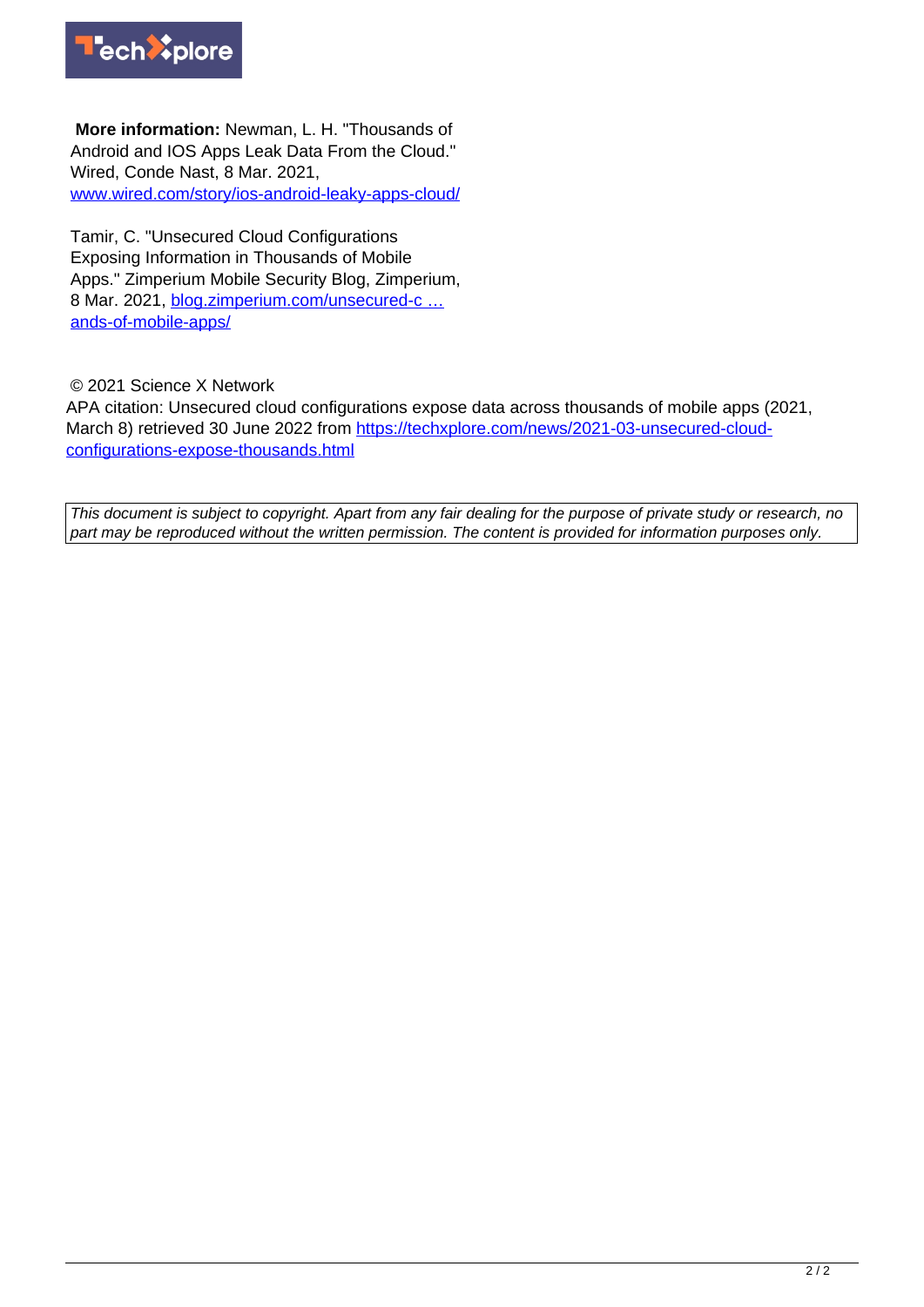**More information:** Newman, L. H. "Thousands of Android and IOS Apps Leak Data From the Cloud." Wired, Conde Nast, 8 Mar. 2021, www.wired.com/story/ios-android-leaky-apps-cloud/

Tamir, C. "Unsecured Cloud Configurations Exposing Information in Thousands of Mobile Apps." Zimperium Mobile Security Blog, Zimperium, 8 Mar. 2021, blog.zimperium.com/unsecured-c … ands-of-mobile-apps/

© 2021 Science X Network

APA citation: Unsecured cloud configurations expose data across thousands of mobile apps (2021, March 8) retrieved 30 June 2022 from https://techxplore.com/news/2021-03-unsecured-cloud-configurations-expose-thousands.html

*This document is subject to copyright. Apart from any fair dealing for the purpose of private study or research, no part may be reproduced without the written permission. The content is provided for information purposes only.*